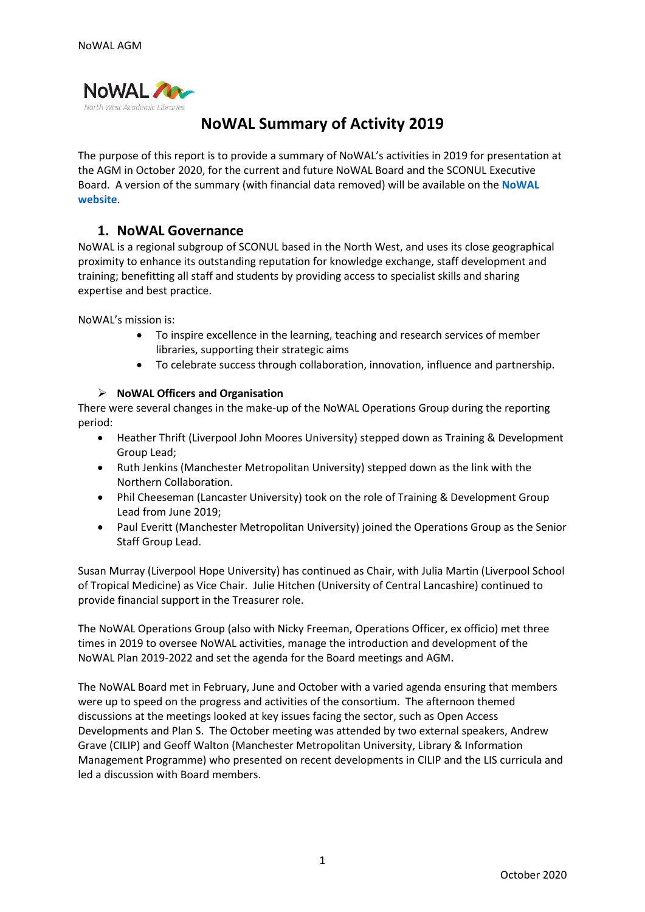# NoWAL Summary of Activity 2019

The purpose of this report is to provide a summary of NoWAL's activities in 2019 for presentation at the AGM in October 2020, for the current and future NoWAL Board and the SCONUL Executive Board. A version of the summary (with financial data removed) will be available on the **NoWAL website**.

## 1. NoWAL Governance

NoWAL is a regional subgroup of SCONUL based in the North West, and uses its close geographical proximity to enhance its outstanding reputation for knowledge exchange, staff development and training; benefitting all staff and students by providing access to specialist skills and sharing expertise and best practice.

NoWAL's mission is:

- To inspire excellence in the learning, teaching and research services of member libraries, supporting their strategic aims
- To celebrate success through collaboration, innovation, influence and partnership.

### NoWAL Officers and Organisation

There were several changes in the make-up of the NoWAL Operations Group during the reporting period:

- Heather Thrift (Liverpool John Moores University) stepped down as Training & Development Group Lead;
- Ruth Jenkins (Manchester Metropolitan University) stepped down as the link with the Northern Collaboration.
- Phil Cheeseman (Lancaster University) took on the role of Training & Development Group Lead from June 2019;
- Paul Everitt (Manchester Metropolitan University) joined the Operations Group as the Senior Staff Group Lead.

Susan Murray (Liverpool Hope University) has continued as Chair, with Julia Martin (Liverpool School of Tropical Medicine) as Vice Chair. Julie Hitchen (University of Central Lancashire) continued to provide financial support in the Treasurer role.

The NoWAL Operations Group (also with Nicky Freeman, Operations Officer, ex officio) met three times in 2019 to oversee NoWAL activities, manage the introduction and development of the NoWAL Plan 2019-2022 and set the agenda for the Board meetings and AGM.

The NoWAL Board met in February, June and October with a varied agenda ensuring that members were up to speed on the progress and activities of the consortium. The afternoon themed discussions at the meetings looked at key issues facing the sector, such as Open Access Developments and Plan S. The October meeting was attended by two external speakers, Andrew Grave (CILIP) and Geoff Walton (Manchester Metropolitan University, Library & Information Management Programme) who presented on recent developments in CILIP and the LIS curricula and led a discussion with Board members.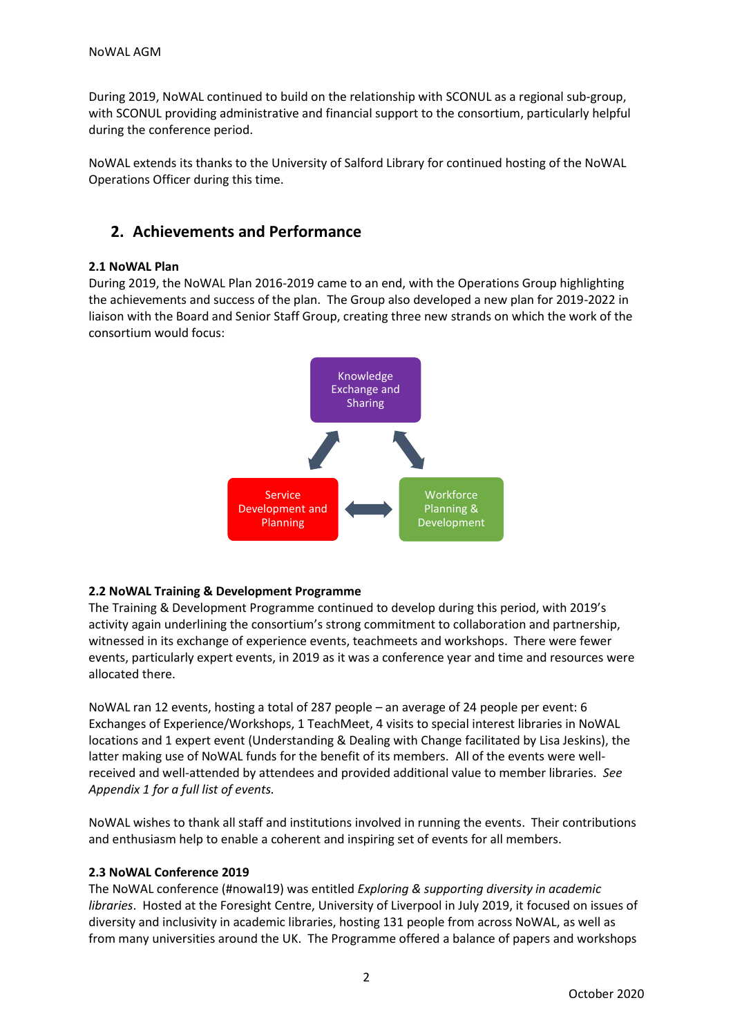During 2019, NoWAL continued to build on the relationship with SCONUL as a regional sub-group, with SCONUL providing administrative and financial support to the consortium, particularly helpful during the conference period.

NoWAL extends its thanks to the University of Salford Library for continued hosting of the NoWAL Operations Officer during this time.

## 2. Achievements and Performance

### 2.1 NoWAL Plan

During 2019, the NoWAL Plan 2016-2019 came to an end, with the Operations Group highlighting the achievements and success of the plan. The Group also developed a new plan for 2019-2022 in liaison with the Board and Senior Staff Group, creating three new strands on which the work of the consortium would focus:

Knowledge Exchange and Sharing

Service Development and Planning

Workforce Planning & Development

### 2.2 NoWAL Training & Development Programme

The Training & Development Programme continued to develop during this period, with 2019's activity again underlining the consortium's strong commitment to collaboration and partnership, witnessed in its exchange of experience events, teachmeets and workshops. There were fewer events, particularly expert events, in 2019 as it was a conference year and time and resources were allocated there.

NoWAL ran 12 events, hosting a total of 287 people – an average of 24 people per event: 6 Exchanges of Experience/Workshops, 1 TeachMeet, 4 visits to special interest libraries in NoWAL locations and 1 expert event (Understanding & Dealing with Change facilitated by Lisa Jeskins), the latter making use of NoWAL funds for the benefit of its members. All of the events were well-received and well-attended by attendees and provided additional value to member libraries. *See Appendix 1 for a full list of events.*

NoWAL wishes to thank all staff and institutions involved in running the events. Their contributions and enthusiasm help to enable a coherent and inspiring set of events for all members.

### 2.3 NoWAL Conference 2019

The NoWAL conference (#nowal19) was entitled *Exploring & supporting diversity in academic libraries*. Hosted at the Foresight Centre, University of Liverpool in July 2019, it focused on issues of diversity and inclusivity in academic libraries, hosting 131 people from across NoWAL, as well as from many universities around the UK. The Programme offered a balance of papers and workshops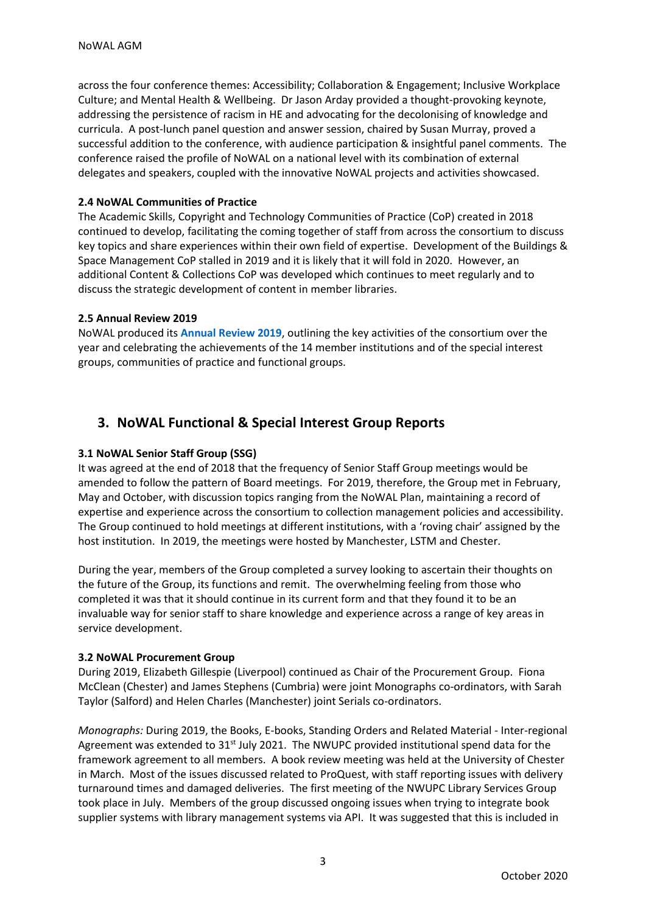across the four conference themes: Accessibility; Collaboration & Engagement; Inclusive Workplace Culture; and Mental Health & Wellbeing. Dr Jason Arday provided a thought-provoking keynote, addressing the persistence of racism in HE and advocating for the decolonising of knowledge and curricula. A post-lunch panel question and answer session, chaired by Susan Murray, proved a successful addition to the conference, with audience participation & insightful panel comments. The conference raised the profile of NoWAL on a national level with its combination of external delegates and speakers, coupled with the innovative NoWAL projects and activities showcased.

### 2.4 NoWAL Communities of Practice

The Academic Skills, Copyright and Technology Communities of Practice (CoP) created in 2018 continued to develop, facilitating the coming together of staff from across the consortium to discuss key topics and share experiences within their own field of expertise. Development of the Buildings & Space Management CoP stalled in 2019 and it is likely that it will fold in 2020. However, an additional Content & Collections CoP was developed which continues to meet regularly and to discuss the strategic development of content in member libraries.

### 2.5 Annual Review 2019

NoWAL produced its **Annual Review 2019**, outlining the key activities of the consortium over the year and celebrating the achievements of the 14 member institutions and of the special interest groups, communities of practice and functional groups.

## 3. NoWAL Functional & Special Interest Group Reports

### 3.1 NoWAL Senior Staff Group (SSG)

It was agreed at the end of 2018 that the frequency of Senior Staff Group meetings would be amended to follow the pattern of Board meetings. For 2019, therefore, the Group met in February, May and October, with discussion topics ranging from the NoWAL Plan, maintaining a record of expertise and experience across the consortium to collection management policies and accessibility. The Group continued to hold meetings at different institutions, with a 'roving chair' assigned by the host institution. In 2019, the meetings were hosted by Manchester, LSTM and Chester.

During the year, members of the Group completed a survey looking to ascertain their thoughts on the future of the Group, its functions and remit. The overwhelming feeling from those who completed it was that it should continue in its current form and that they found it to be an invaluable way for senior staff to share knowledge and experience across a range of key areas in service development.

### 3.2 NoWAL Procurement Group

During 2019, Elizabeth Gillespie (Liverpool) continued as Chair of the Procurement Group. Fiona McClean (Chester) and James Stephens (Cumbria) were joint Monographs co-ordinators, with Sarah Taylor (Salford) and Helen Charles (Manchester) joint Serials co-ordinators.

*Monographs:* During 2019, the Books, E-books, Standing Orders and Related Material - Inter-regional Agreement was extended to 31st July 2021. The NWUPC provided institutional spend data for the framework agreement to all members. A book review meeting was held at the University of Chester in March. Most of the issues discussed related to ProQuest, with staff reporting issues with delivery turnaround times and damaged deliveries. The first meeting of the NWUPC Library Services Group took place in July. Members of the group discussed ongoing issues when trying to integrate book supplier systems with library management systems via API. It was suggested that this is included in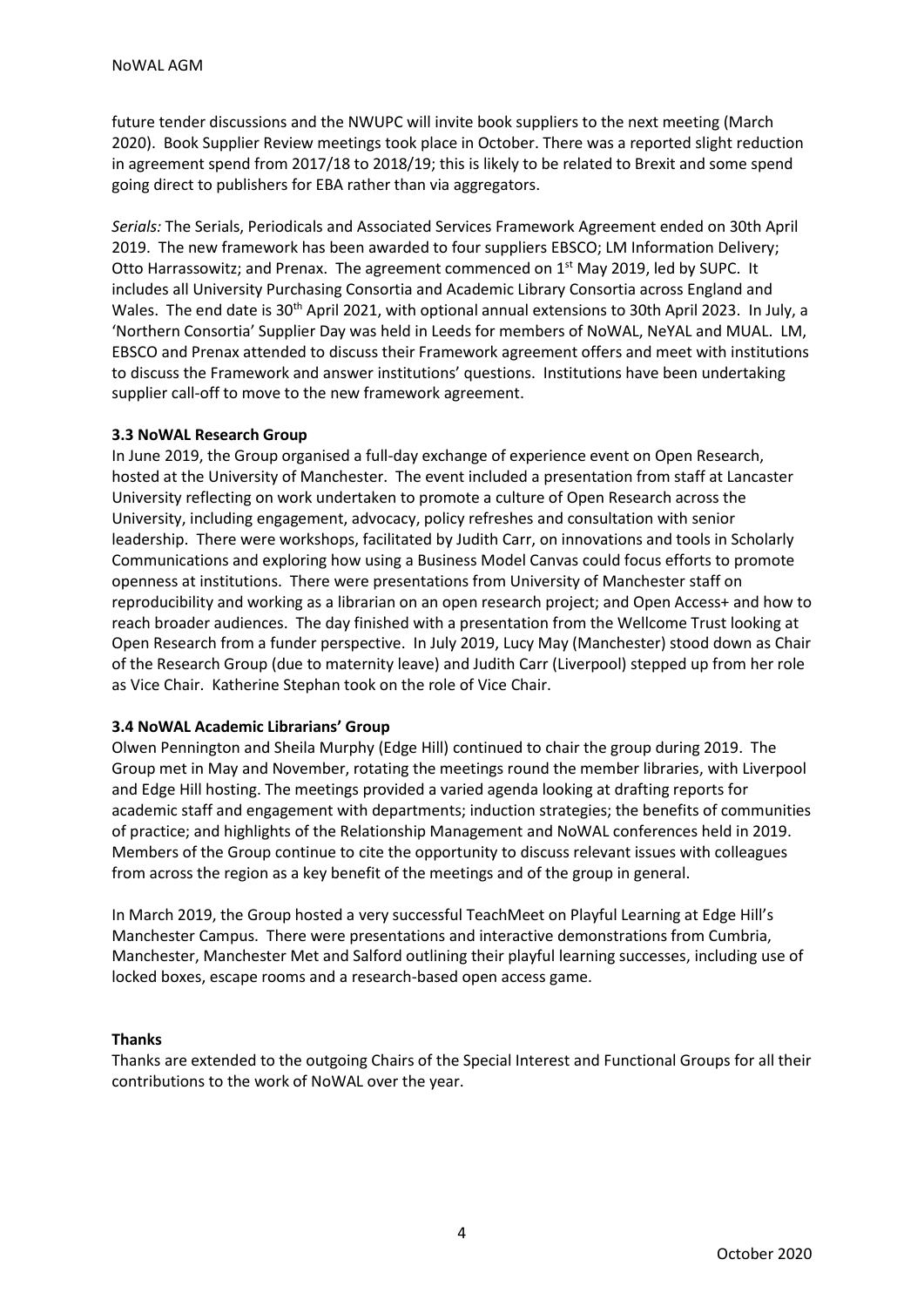future tender discussions and the NWUPC will invite book suppliers to the next meeting (March 2020). Book Supplier Review meetings took place in October. There was a reported slight reduction in agreement spend from 2017/18 to 2018/19; this is likely to be related to Brexit and some spend going direct to publishers for EBA rather than via aggregators.

*Serials:* The Serials, Periodicals and Associated Services Framework Agreement ended on 30th April 2019. The new framework has been awarded to four suppliers EBSCO; LM Information Delivery; Otto Harrassowitz; and Prenax. The agreement commenced on 1st May 2019, led by SUPC. It includes all University Purchasing Consortia and Academic Library Consortia across England and Wales. The end date is 30th April 2021, with optional annual extensions to 30th April 2023. In July, a 'Northern Consortia' Supplier Day was held in Leeds for members of NoWAL, NeYAL and MUAL. LM, EBSCO and Prenax attended to discuss their Framework agreement offers and meet with institutions to discuss the Framework and answer institutions' questions. Institutions have been undertaking supplier call-off to move to the new framework agreement.

**3.3 NoWAL Research Group**

In June 2019, the Group organised a full-day exchange of experience event on Open Research, hosted at the University of Manchester. The event included a presentation from staff at Lancaster University reflecting on work undertaken to promote a culture of Open Research across the University, including engagement, advocacy, policy refreshes and consultation with senior leadership. There were workshops, facilitated by Judith Carr, on innovations and tools in Scholarly Communications and exploring how using a Business Model Canvas could focus efforts to promote openness at institutions. There were presentations from University of Manchester staff on reproducibility and working as a librarian on an open research project; and Open Access+ and how to reach broader audiences. The day finished with a presentation from the Wellcome Trust looking at Open Research from a funder perspective. In July 2019, Lucy May (Manchester) stood down as Chair of the Research Group (due to maternity leave) and Judith Carr (Liverpool) stepped up from her role as Vice Chair. Katherine Stephan took on the role of Vice Chair.

**3.4 NoWAL Academic Librarians' Group**

Olwen Pennington and Sheila Murphy (Edge Hill) continued to chair the group during 2019. The Group met in May and November, rotating the meetings round the member libraries, with Liverpool and Edge Hill hosting. The meetings provided a varied agenda looking at drafting reports for academic staff and engagement with departments; induction strategies; the benefits of communities of practice; and highlights of the Relationship Management and NoWAL conferences held in 2019. Members of the Group continue to cite the opportunity to discuss relevant issues with colleagues from across the region as a key benefit of the meetings and of the group in general.

In March 2019, the Group hosted a very successful TeachMeet on Playful Learning at Edge Hill's Manchester Campus. There were presentations and interactive demonstrations from Cumbria, Manchester, Manchester Met and Salford outlining their playful learning successes, including use of locked boxes, escape rooms and a research-based open access game.

**Thanks**

Thanks are extended to the outgoing Chairs of the Special Interest and Functional Groups for all their contributions to the work of NoWAL over the year.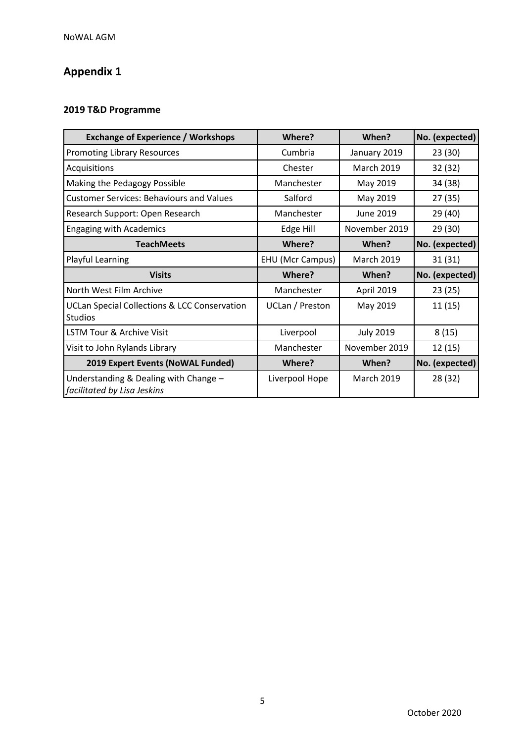# Appendix 1

### 2019 T&D Programme

| Exchange of Experience / Workshops | Where? | When? | No. (expected) |
|---|---|---|---|
| Promoting Library Resources | Cumbria | January 2019 | 23 (30) |
| Acquisitions | Chester | March 2019 | 32 (32) |
| Making the Pedagogy Possible | Manchester | May 2019 | 34 (38) |
| Customer Services: Behaviours and Values | Salford | May 2019 | 27 (35) |
| Research Support: Open Research | Manchester | June 2019 | 29 (40) |
| Engaging with Academics | Edge Hill | November 2019 | 29 (30) |
| **TeachMeets** | **Where?** | **When?** | **No. (expected)** |
| Playful Learning | EHU (Mcr Campus) | March 2019 | 31 (31) |
| **Visits** | **Where?** | **When?** | **No. (expected)** |
| North West Film Archive | Manchester | April 2019 | 23 (25) |
| UCLan Special Collections & LCC Conservation Studios | UCLan / Preston | May 2019 | 11 (15) |
| LSTM Tour & Archive Visit | Liverpool | July 2019 | 8 (15) |
| Visit to John Rylands Library | Manchester | November 2019 | 12 (15) |
| **2019 Expert Events (NoWAL Funded)** | **Where?** | **When?** | **No. (expected)** |
| Understanding & Dealing with Change – *facilitated by Lisa Jeskins* | Liverpool Hope | March 2019 | 28 (32) |